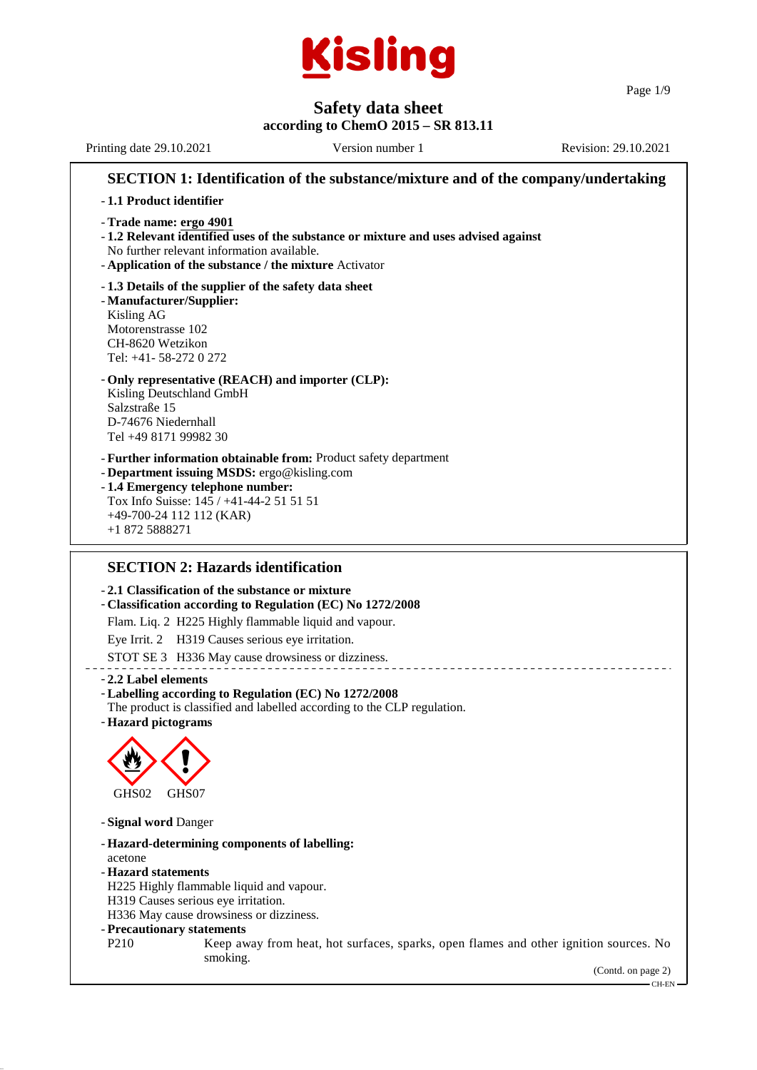# Kisling

## Safety data sheet
**according to ChemO 2015 – SR 813.11**

Printing date 29.10.2021 | Version number 1 | Revision: 29.10.2021

## SECTION 1: Identification of the substance/mixture and of the company/undertaking

- **1.1 Product identifier**
- **Trade name: ergo 4901**
- **1.2 Relevant identified uses of the substance or mixture and uses advised against**
  No further relevant information available.
- **Application of the substance / the mixture** Activator
- **1.3 Details of the supplier of the safety data sheet**
- **Manufacturer/Supplier:**
  Kisling AG
  Motorenstrasse 102
  CH-8620 Wetzikon
  Tel: +41- 58-272 0 272
- **Only representative (REACH) and importer (CLP):**
  Kisling Deutschland GmbH
  Salzstraße 15
  D-74676 Niedernhall
  Tel +49 8171 99982 30
- **Further information obtainable from:** Product safety department
- **Department issuing MSDS:** ergo@kisling.com
- **1.4 Emergency telephone number:**
  Tox Info Suisse: 145 / +41-44-2 51 51 51
  +49-700-24 112 112 (KAR)
  +1 872 5888271

## SECTION 2: Hazards identification

- **2.1 Classification of the substance or mixture**
- **Classification according to Regulation (EC) No 1272/2008**

Flam. Liq. 2 H225 Highly flammable liquid and vapour.

Eye Irrit. 2 H319 Causes serious eye irritation.

STOT SE 3 H336 May cause drowsiness or dizziness.

- **2.2 Label elements**
- **Labelling according to Regulation (EC) No 1272/2008**
  The product is classified and labelled according to the CLP regulation.
- **Hazard pictograms**

GHS02 GHS07

- **Signal word** Danger
- **Hazard-determining components of labelling:**
  acetone
- **Hazard statements**
  H225 Highly flammable liquid and vapour.
  H319 Causes serious eye irritation.
  H336 May cause drowsiness or dizziness.
- **Precautionary statements**
  P210 Keep away from heat, hot surfaces, sparks, open flames and other ignition sources. No smoking.

(Contd. on page 2)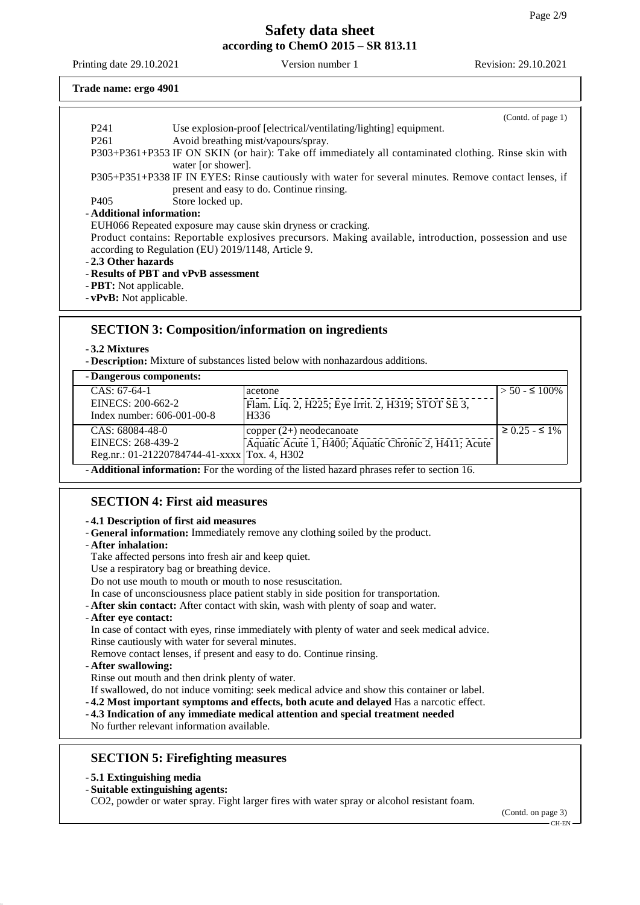**Trade name: ergo 4901**

(Contd. of page 1)

| | |
|---|---|
| P241 | Use explosion-proof [electrical/ventilating/lighting] equipment. |
| P261 | Avoid breathing mist/vapours/spray. |
| P303+P361+P353 | IF ON SKIN (or hair): Take off immediately all contaminated clothing. Rinse skin with water [or shower]. |
| P305+P351+P338 | IF IN EYES: Rinse cautiously with water for several minutes. Remove contact lenses, if present and easy to do. Continue rinsing. |
| P405 | Store locked up. |

- **Additional information:**

EUH066 Repeated exposure may cause skin dryness or cracking.

Product contains: Reportable explosives precursors. Making available, introduction, possession and use according to Regulation (EU) 2019/1148, Article 9.

- **2.3 Other hazards**
- **Results of PBT and vPvB assessment**
- **PBT:** Not applicable.
- **vPvB:** Not applicable.

## SECTION 3: Composition/information on ingredients

- **3.2 Mixtures**
- **Description:** Mixture of substances listed below with nonhazardous additions.

| - Dangerous components: | | |
|---|---|---|
| CAS: 67-64-1<br>EINECS: 200-662-2<br>Index number: 606-001-00-8 | acetone<br>Flam. Liq. 2, H225; Eye Irrit. 2, H319; STOT SE 3, H336 | > 50 - ≤ 100% |
| CAS: 68084-48-0<br>EINECS: 268-439-2<br>Reg.nr.: 01-21220784744-41-xxxx | copper (2+) neodecanoate<br>Aquatic Acute 1, H400; Aquatic Chronic 2, H411; Acute Tox. 4, H302 | ≥ 0.25 - ≤ 1% |

- **Additional information:** For the wording of the listed hazard phrases refer to section 16.

## SECTION 4: First aid measures

- **4.1 Description of first aid measures**
- **General information:** Immediately remove any clothing soiled by the product.
- **After inhalation:**

Take affected persons into fresh air and keep quiet.

Use a respiratory bag or breathing device.

Do not use mouth to mouth or mouth to nose resuscitation.

In case of unconsciousness place patient stably in side position for transportation.

- **After skin contact:** After contact with skin, wash with plenty of soap and water.
- **After eye contact:**

In case of contact with eyes, rinse immediately with plenty of water and seek medical advice.

Rinse cautiously with water for several minutes.

Remove contact lenses, if present and easy to do. Continue rinsing.

- **After swallowing:**

Rinse out mouth and then drink plenty of water.

If swallowed, do not induce vomiting: seek medical advice and show this container or label.

- **4.2 Most important symptoms and effects, both acute and delayed** Has a narcotic effect.
- **4.3 Indication of any immediate medical attention and special treatment needed**

No further relevant information available.

## SECTION 5: Firefighting measures

- **5.1 Extinguishing media**
- **Suitable extinguishing agents:**

$CO_2$, powder or water spray. Fight larger fires with water spray or alcohol resistant foam.

(Contd. on page 3)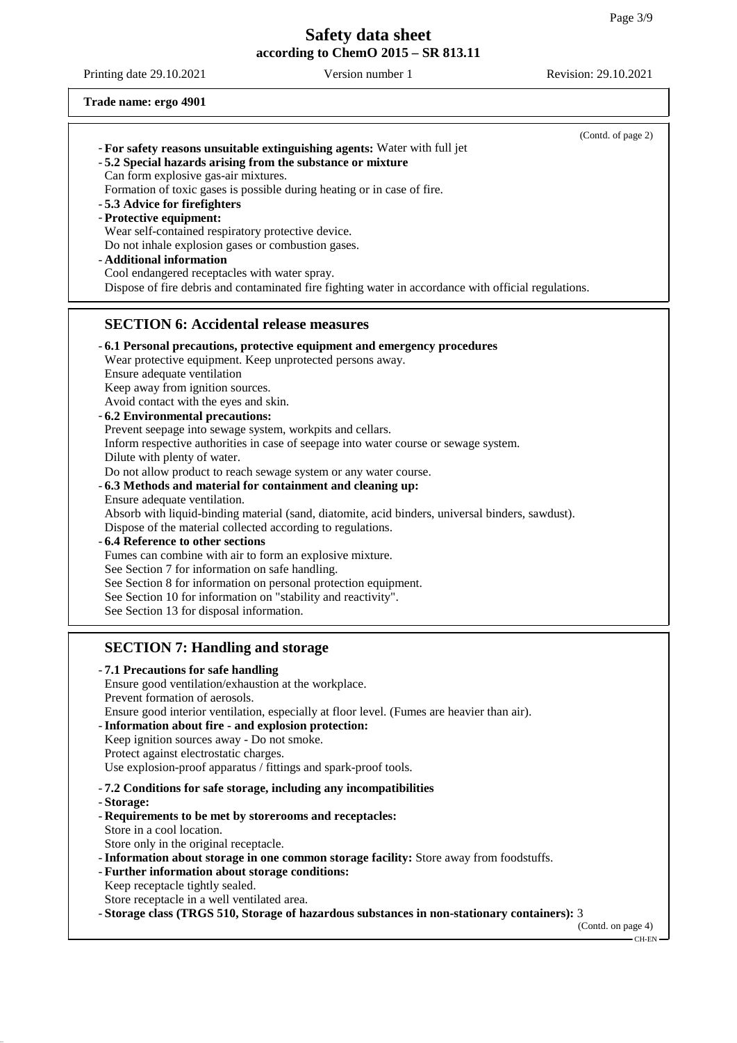**Trade name: ergo 4901**

(Contd. of page 2)

- **For safety reasons unsuitable extinguishing agents:** Water with full jet
- **5.2 Special hazards arising from the substance or mixture**
  Can form explosive gas-air mixtures.
  Formation of toxic gases is possible during heating or in case of fire.
- **5.3 Advice for firefighters**
- **Protective equipment:**
  Wear self-contained respiratory protective device.
  Do not inhale explosion gases or combustion gases.
- **Additional information**
  Cool endangered receptacles with water spray.
  Dispose of fire debris and contaminated fire fighting water in accordance with official regulations.

## SECTION 6: Accidental release measures

- **6.1 Personal precautions, protective equipment and emergency procedures**
  Wear protective equipment. Keep unprotected persons away.
  Ensure adequate ventilation
  Keep away from ignition sources.
  Avoid contact with the eyes and skin.
- **6.2 Environmental precautions:**
  Prevent seepage into sewage system, workpits and cellars.
  Inform respective authorities in case of seepage into water course or sewage system.
  Dilute with plenty of water.
  Do not allow product to reach sewage system or any water course.
- **6.3 Methods and material for containment and cleaning up:**
  Ensure adequate ventilation.
  Absorb with liquid-binding material (sand, diatomite, acid binders, universal binders, sawdust).
  Dispose of the material collected according to regulations.
- **6.4 Reference to other sections**
  Fumes can combine with air to form an explosive mixture.
  See Section 7 for information on safe handling.
  See Section 8 for information on personal protection equipment.
  See Section 10 for information on "stability and reactivity".
  See Section 13 for disposal information.

## SECTION 7: Handling and storage

- **7.1 Precautions for safe handling**
  Ensure good ventilation/exhaustion at the workplace.
  Prevent formation of aerosols.
  Ensure good interior ventilation, especially at floor level. (Fumes are heavier than air).
- **Information about fire - and explosion protection:**
  Keep ignition sources away - Do not smoke.
  Protect against electrostatic charges.
  Use explosion-proof apparatus / fittings and spark-proof tools.
- **7.2 Conditions for safe storage, including any incompatibilities**
- **Storage:**
- **Requirements to be met by storerooms and receptacles:**
  Store in a cool location.
  Store only in the original receptacle.
- **Information about storage in one common storage facility:** Store away from foodstuffs.
- **Further information about storage conditions:**
  Keep receptacle tightly sealed.
  Store receptacle in a well ventilated area.
- **Storage class (TRGS 510, Storage of hazardous substances in non-stationary containers):** 3

(Contd. on page 4)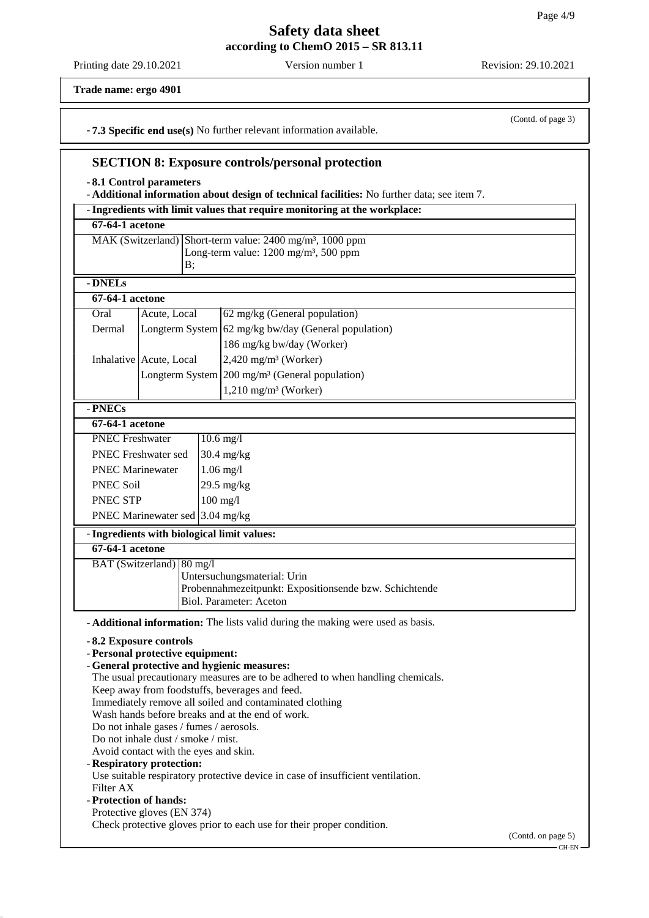Trade name: ergo 4901

(Contd. of page 3)

- **7.3 Specific end use(s)** No further relevant information available.

## SECTION 8: Exposure controls/personal protection

- **8.1 Control parameters**
- **Additional information about design of technical facilities:** No further data; see item 7.

- **Ingredients with limit values that require monitoring at the workplace:**

| **67-64-1 acetone** | |
|---|---|
| MAK (Switzerland) | Short-term value: 2400 mg/m³, 1000 ppm<br>Long-term value: 1200 mg/m³, 500 ppm<br>B; |

- **DNELs**

| **67-64-1 acetone** | | |
|---|---|---|
| Oral | Acute, Local | 62 mg/kg (General population) |
| Dermal | Longterm System | 62 mg/kg bw/day (General population) |
| | | 186 mg/kg bw/day (Worker) |
| Inhalative | Acute, Local | 2,420 mg/m³ (Worker) |
| | Longterm System | 200 mg/m³ (General population) |
| | | 1,210 mg/m³ (Worker) |

- **PNECs**

| **67-64-1 acetone** | |
|---|---|
| PNEC Freshwater | 10.6 mg/l |
| PNEC Freshwater sed | 30.4 mg/kg |
| PNEC Marinewater | 1.06 mg/l |
| PNEC Soil | 29.5 mg/kg |
| PNEC STP | 100 mg/l |
| PNEC Marinewater sed | 3.04 mg/kg |

- **Ingredients with biological limit values:**

| **67-64-1 acetone** | |
|---|---|
| BAT (Switzerland) | 80 mg/l<br>Untersuchungsmaterial: Urin<br>Probennahmezeitpunkt: Expositionsende bzw. Schichtende<br>Biol. Parameter: Aceton |

- **Additional information:** The lists valid during the making were used as basis.

- **8.2 Exposure controls**
- **Personal protective equipment:**
- **General protective and hygienic measures:**
  The usual precautionary measures are to be adhered to when handling chemicals.
  Keep away from foodstuffs, beverages and feed.
  Immediately remove all soiled and contaminated clothing
  Wash hands before breaks and at the end of work.
  Do not inhale gases / fumes / aerosols.
  Do not inhale dust / smoke / mist.
  Avoid contact with the eyes and skin.
- **Respiratory protection:**
  Use suitable respiratory protective device in case of insufficient ventilation.
  Filter AX
- **Protection of hands:**
  Protective gloves (EN 374)
  Check protective gloves prior to each use for their proper condition.

(Contd. on page 5)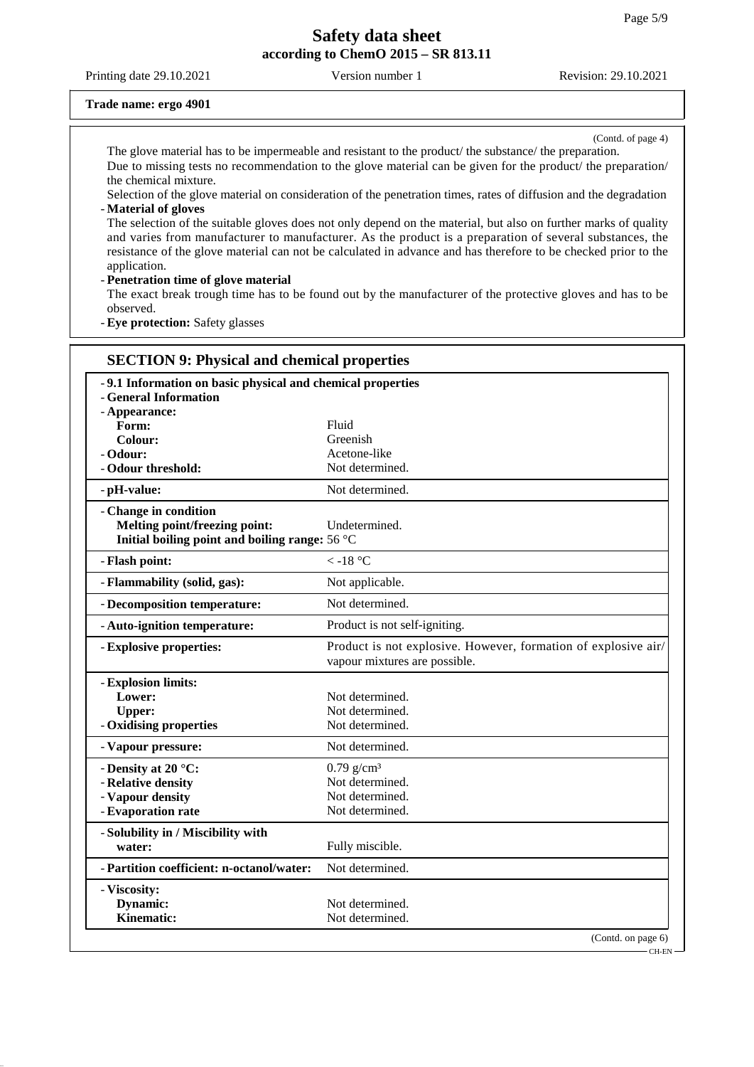**Trade name: ergo 4901**

(Contd. of page 4)

The glove material has to be impermeable and resistant to the product/ the substance/ the preparation.
Due to missing tests no recommendation to the glove material can be given for the product/ the preparation/ the chemical mixture.
Selection of the glove material on consideration of the penetration times, rates of diffusion and the degradation

- **Material of gloves**
  The selection of the suitable gloves does not only depend on the material, but also on further marks of quality and varies from manufacturer to manufacturer. As the product is a preparation of several substances, the resistance of the glove material can not be calculated in advance and has therefore to be checked prior to the application.
- **Penetration time of glove material**
  The exact break trough time has to be found out by the manufacturer of the protective gloves and has to be observed.
- **Eye protection:** Safety glasses

## SECTION 9: Physical and chemical properties

| | |
|---|---|
| **- 9.1 Information on basic physical and chemical properties** | |
| **- General Information** | |
| **- Appearance:** | |
| **Form:** | Fluid |
| **Colour:** | Greenish |
| **- Odour:** | Acetone-like |
| **- Odour threshold:** | Not determined. |
| **- pH-value:** | Not determined. |
| **- Change in condition** | |
| **Melting point/freezing point:** | Undetermined. |
| **Initial boiling point and boiling range:** | 56 °C |
| **- Flash point:** | < -18 °C |
| **- Flammability (solid, gas):** | Not applicable. |
| **- Decomposition temperature:** | Not determined. |
| **- Auto-ignition temperature:** | Product is not self-igniting. |
| **- Explosive properties:** | Product is not explosive. However, formation of explosive air/ vapour mixtures are possible. |
| **- Explosion limits:** | |
| **Lower:** | Not determined. |
| **Upper:** | Not determined. |
| **- Oxidising properties** | Not determined. |
| **- Vapour pressure:** | Not determined. |
| **- Density at 20 °C:** | 0.79 g/cm³ |
| **- Relative density** | Not determined. |
| **- Vapour density** | Not determined. |
| **- Evaporation rate** | Not determined. |
| **- Solubility in / Miscibility with water:** | Fully miscible. |
| **- Partition coefficient: n-octanol/water:** | Not determined. |
| **- Viscosity:** | |
| **Dynamic:** | Not determined. |
| **Kinematic:** | Not determined. |

(Contd. on page 6)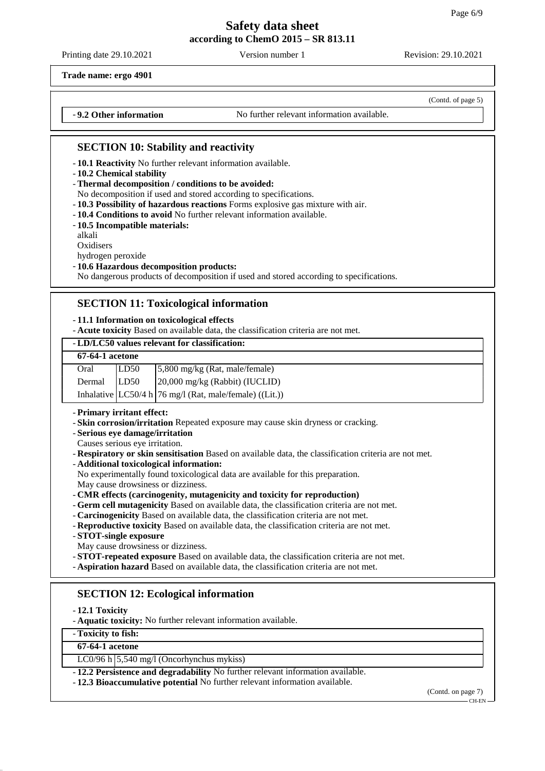**Trade name: ergo 4901**

(Contd. of page 5)

- **9.2 Other information** No further relevant information available.

## SECTION 10: Stability and reactivity

- **10.1 Reactivity** No further relevant information available.
- **10.2 Chemical stability**
- **Thermal decomposition / conditions to be avoided:**
  No decomposition if used and stored according to specifications.
- **10.3 Possibility of hazardous reactions** Forms explosive gas mixture with air.
- **10.4 Conditions to avoid** No further relevant information available.
- **10.5 Incompatible materials:**
  alkali
  Oxidisers
  hydrogen peroxide
- **10.6 Hazardous decomposition products:**
  No dangerous products of decomposition if used and stored according to specifications.

## SECTION 11: Toxicological information

- **11.1 Information on toxicological effects**
- **Acute toxicity** Based on available data, the classification criteria are not met.

| - LD/LC50 values relevant for classification: | | |
|---|---|---|
| **67-64-1 acetone** | | |
| Oral | LD50 | 5,800 mg/kg (Rat, male/female) |
| Dermal | LD50 | 20,000 mg/kg (Rabbit) (IUCLID) |
| Inhalative | LC50/4 h | 76 mg/l (Rat, male/female) ((Lit.)) |

- **Primary irritant effect:**
- **Skin corrosion/irritation** Repeated exposure may cause skin dryness or cracking.
- **Serious eye damage/irritation**
  Causes serious eye irritation.
- **Respiratory or skin sensitisation** Based on available data, the classification criteria are not met.
- **Additional toxicological information:**
  No experimentally found toxicological data are available for this preparation.
  May cause drowsiness or dizziness.
- **CMR effects (carcinogenity, mutagenicity and toxicity for reproduction)**
- **Germ cell mutagenicity** Based on available data, the classification criteria are not met.
- **Carcinogenicity** Based on available data, the classification criteria are not met.
- **Reproductive toxicity** Based on available data, the classification criteria are not met.
- **STOT-single exposure**
  May cause drowsiness or dizziness.
- **STOT-repeated exposure** Based on available data, the classification criteria are not met.
- **Aspiration hazard** Based on available data, the classification criteria are not met.

## SECTION 12: Ecological information

- **12.1 Toxicity**
- **Aquatic toxicity:** No further relevant information available.

| - Toxicity to fish: | |
|---|---|
| **67-64-1 acetone** | |
| LC0/96 h | 5,540 mg/l (Oncorhynchus mykiss) |

- **12.2 Persistence and degradability** No further relevant information available.
- **12.3 Bioaccumulative potential** No further relevant information available.

(Contd. on page 7)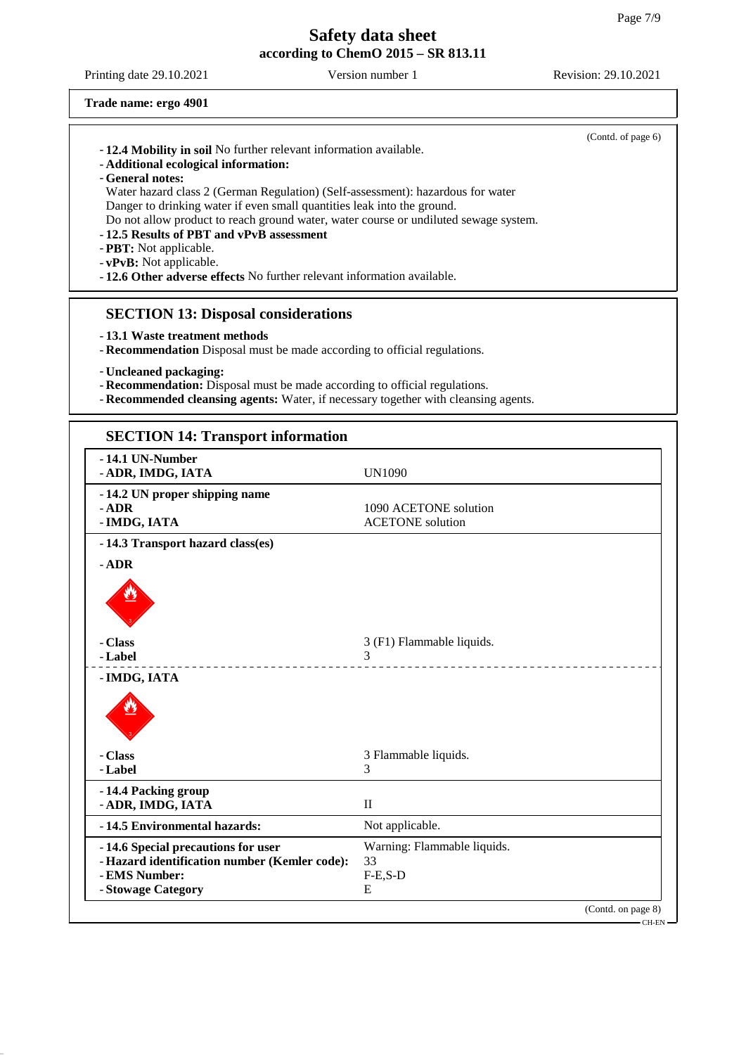Trade name: ergo 4901

(Contd. of page 6)

- **12.4 Mobility in soil** No further relevant information available.
- **Additional ecological information:**
- **General notes:**
  Water hazard class 2 (German Regulation) (Self-assessment): hazardous for water
  Danger to drinking water if even small quantities leak into the ground.
  Do not allow product to reach ground water, water course or undiluted sewage system.
- **12.5 Results of PBT and vPvB assessment**
- **PBT:** Not applicable.
- **vPvB:** Not applicable.
- **12.6 Other adverse effects** No further relevant information available.

## SECTION 13: Disposal considerations

- **13.1 Waste treatment methods**
- **Recommendation** Disposal must be made according to official regulations.

- **Uncleaned packaging:**
- **Recommendation:** Disposal must be made according to official regulations.
- **Recommended cleansing agents:** Water, if necessary together with cleansing agents.

## SECTION 14: Transport information

| | |
|---|---|
| **- 14.1 UN-Number** | |
| **- ADR, IMDG, IATA** | UN1090 |
| **- 14.2 UN proper shipping name** | |
| **- ADR** | 1090 ACETONE solution |
| **- IMDG, IATA** | ACETONE solution |
| **- 14.3 Transport hazard class(es)** | |
| **- ADR** | |
| **- Class** | 3 (F1) Flammable liquids. |
| **- Label** | 3 |
| **- IMDG, IATA** | |
| **- Class** | 3 Flammable liquids. |
| **- Label** | 3 |
| **- 14.4 Packing group** | |
| **- ADR, IMDG, IATA** | II |
| **- 14.5 Environmental hazards:** | Not applicable. |
| **- 14.6 Special precautions for user** | Warning: Flammable liquids. |
| **- Hazard identification number (Kemler code):** | 33 |
| **- EMS Number:** | F-E,S-D |
| **- Stowage Category** | E |

(Contd. on page 8)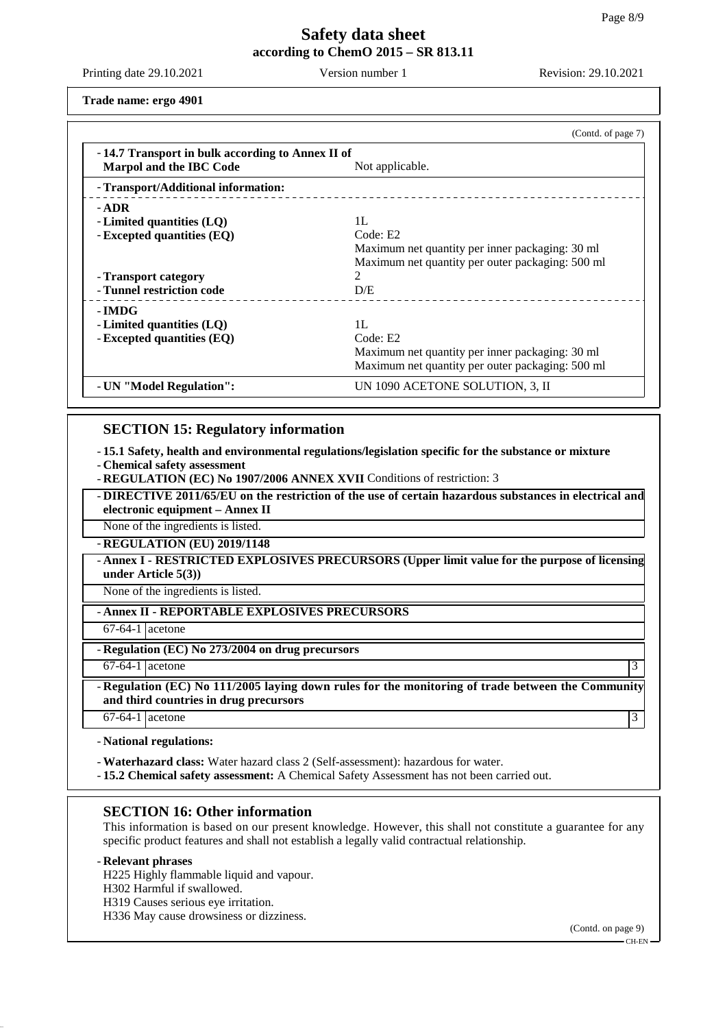**Trade name: ergo 4901**

(Contd. of page 7)

- **14.7 Transport in bulk according to Annex II of Marpol and the IBC Code** Not applicable.

- **Transport/Additional information:**

- **ADR**
- **Limited quantities (LQ)** 1L
- **Excepted quantities (EQ)** Code: E2
  Maximum net quantity per inner packaging: 30 ml
  Maximum net quantity per outer packaging: 500 ml
- **Transport category** 2
- **Tunnel restriction code** D/E

- **IMDG**
- **Limited quantities (LQ)** 1L
- **Excepted quantities (EQ)** Code: E2
  Maximum net quantity per inner packaging: 30 ml
  Maximum net quantity per outer packaging: 500 ml

- **UN "Model Regulation":** UN 1090 ACETONE SOLUTION, 3, II

## SECTION 15: Regulatory information

- **15.1 Safety, health and environmental regulations/legislation specific for the substance or mixture**
- **Chemical safety assessment**
- **REGULATION (EC) No 1907/2006 ANNEX XVII** Conditions of restriction: 3

- **DIRECTIVE 2011/65/EU on the restriction of the use of certain hazardous substances in electrical and electronic equipment – Annex II**

None of the ingredients is listed.

- **REGULATION (EU) 2019/1148**

- **Annex I - RESTRICTED EXPLOSIVES PRECURSORS (Upper limit value for the purpose of licensing under Article 5(3))**

None of the ingredients is listed.

- **Annex II - REPORTABLE EXPLOSIVES PRECURSORS**

| | |
|---|---|
| 67-64-1 | acetone |

- **Regulation (EC) No 273/2004 on drug precursors**

| | | |
|---|---|---|
| 67-64-1 | acetone | 3 |

- **Regulation (EC) No 111/2005 laying down rules for the monitoring of trade between the Community and third countries in drug precursors**

| | | |
|---|---|---|
| 67-64-1 | acetone | 3 |

- **National regulations:**

- **Waterhazard class:** Water hazard class 2 (Self-assessment): hazardous for water.
- **15.2 Chemical safety assessment:** A Chemical Safety Assessment has not been carried out.

## SECTION 16: Other information

This information is based on our present knowledge. However, this shall not constitute a guarantee for any specific product features and shall not establish a legally valid contractual relationship.

- **Relevant phrases**

H225 Highly flammable liquid and vapour.
H302 Harmful if swallowed.
H319 Causes serious eye irritation.
H336 May cause drowsiness or dizziness.

(Contd. on page 9)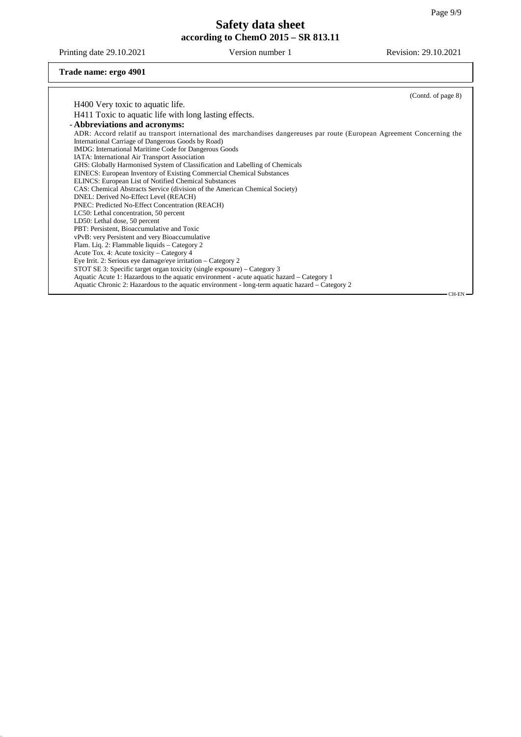**Trade name: ergo 4901**

(Contd. of page 8)

H400 Very toxic to aquatic life.

H411 Toxic to aquatic life with long lasting effects.

- **Abbreviations and acronyms:**

ADR: Accord relatif au transport international des marchandises dangereuses par route (European Agreement Concerning the International Carriage of Dangerous Goods by Road)
IMDG: International Maritime Code for Dangerous Goods
IATA: International Air Transport Association
GHS: Globally Harmonised System of Classification and Labelling of Chemicals
EINECS: European Inventory of Existing Commercial Chemical Substances
ELINCS: European List of Notified Chemical Substances
CAS: Chemical Abstracts Service (division of the American Chemical Society)
DNEL: Derived No-Effect Level (REACH)
PNEC: Predicted No-Effect Concentration (REACH)
LC50: Lethal concentration, 50 percent
LD50: Lethal dose, 50 percent
PBT: Persistent, Bioaccumulative and Toxic
vPvB: very Persistent and very Bioaccumulative
Flam. Liq. 2: Flammable liquids – Category 2
Acute Tox. 4: Acute toxicity – Category 4
Eye Irrit. 2: Serious eye damage/eye irritation – Category 2
STOT SE 3: Specific target organ toxicity (single exposure) – Category 3
Aquatic Acute 1: Hazardous to the aquatic environment - acute aquatic hazard – Category 1
Aquatic Chronic 2: Hazardous to the aquatic environment - long-term aquatic hazard – Category 2

CH-EN